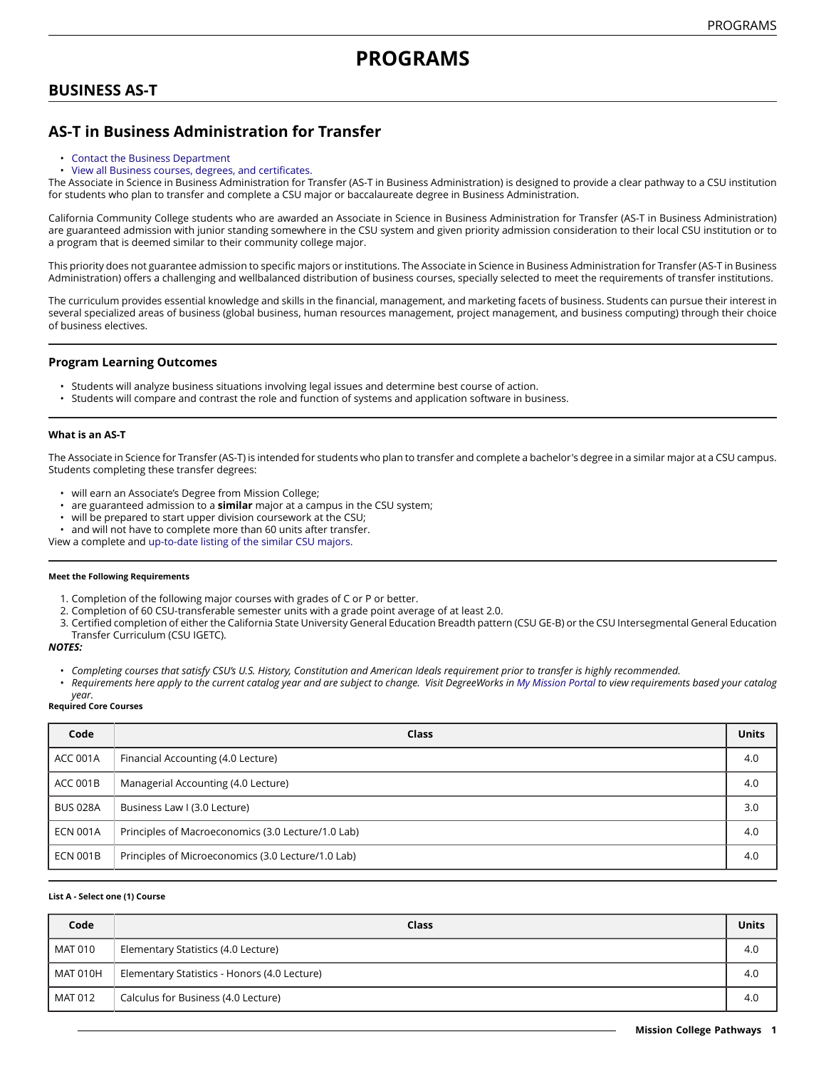# PROGRAMS

## BUSINESS AS-T

## AS-T in Business Administration for Transfer

- Contact the Business Department
- View all Business courses, degrees, and certificates.

The Associate in Science in Business Administration for Transfer (AS-T in Business Administration) is designed to provide a clear pathway to a CSU institution for students who plan to transfer and complete a CSU major or baccalaureate degree in Business Administration.

California Community College students who are awarded an Associate in Science in Business Administration for Transfer (AS-T in Business Administration) are guaranteed admission with junior standing somewhere in the CSU system and given priority admission consideration to their local CSU institution or to a program that is deemed similar to their community college major.

This priority does not guarantee admission to specific majors or institutions. The Associate in Science in Business Administration for Transfer (AS-T in Business Administration) offers a challenging and wellbalanced distribution of business courses, specially selected to meet the requirements of transfer institutions.

The curriculum provides essential knowledge and skills in the financial, management, and marketing facets of business. Students can pursue their interest in several specialized areas of business (global business, human resources management, project management, and business computing) through their choice of business electives.

### Program Learning Outcomes

- Students will analyze business situations involving legal issues and determine best course of action.
- Students will compare and contrast the role and function of systems and application software in business.

#### What is an AS-T

The Associate in Science for Transfer (AS-T) is intended for students who plan to transfer and complete a bachelor's degree in a similar major at a CSU campus. Students completing these transfer degrees:

- will earn an Associate's Degree from Mission College;
- are guaranteed admission to a **similar** major at a campus in the CSU system;
- will be prepared to start upper division coursework at the CSU;
- and will not have to complete more than 60 units after transfer.

View a complete and up-to-date listing of the similar CSU majors.

##### Meet the Following Requirements

1. Completion of the following major courses with grades of C or P or better.
2. Completion of 60 CSU-transferable semester units with a grade point average of at least 2.0.
3. Certified completion of either the California State University General Education Breadth pattern (CSU GE-B) or the CSU Intersegmental General Education Transfer Curriculum (CSU IGETC).

***NOTES:***

- *Completing courses that satisfy CSU's U.S. History, Constitution and American Ideals requirement prior to transfer is highly recommended.*
- *Requirements here apply to the current catalog year and are subject to change. Visit DegreeWorks in My Mission Portal to view requirements based your catalog year.*

**Required Core Courses**

| Code | Class | Units |
|---|---|---|
| ACC 001A | Financial Accounting (4.0 Lecture) | 4.0 |
| ACC 001B | Managerial Accounting (4.0 Lecture) | 4.0 |
| BUS 028A | Business Law I (3.0 Lecture) | 3.0 |
| ECN 001A | Principles of Macroeconomics (3.0 Lecture/1.0 Lab) | 4.0 |
| ECN 001B | Principles of Microeconomics (3.0 Lecture/1.0 Lab) | 4.0 |

##### List A - Select one (1) Course

| Code | Class | Units |
|---|---|---|
| MAT 010 | Elementary Statistics (4.0 Lecture) | 4.0 |
| MAT 010H | Elementary Statistics - Honors (4.0 Lecture) | 4.0 |
| MAT 012 | Calculus for Business (4.0 Lecture) | 4.0 |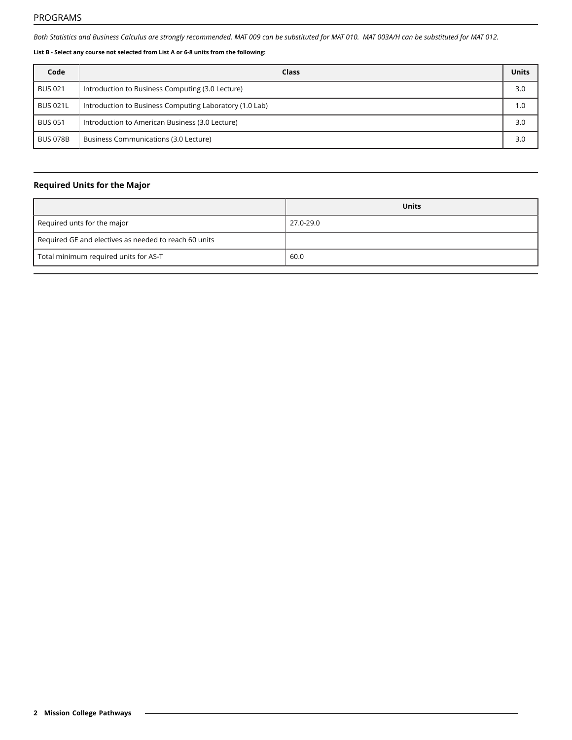*Both Statistics and Business Calculus are strongly recommended. MAT 009 can be substituted for MAT 010. MAT 003A/H can be substituted for MAT 012.*

**List B - Select any course not selected from List A or 6-8 units from the following:**

| Code | Class | Units |
|---|---|---|
| BUS 021 | Introduction to Business Computing (3.0 Lecture) | 3.0 |
| BUS 021L | Introduction to Business Computing Laboratory (1.0 Lab) | 1.0 |
| BUS 051 | Introduction to American Business (3.0 Lecture) | 3.0 |
| BUS 078B | Business Communications (3.0 Lecture) | 3.0 |

### Required Units for the Major

| | Units |
|---|---|
| Required unts for the major | 27.0-29.0 |
| Required GE and electives as needed to reach 60 units | |
| Total minimum required units for AS-T | 60.0 |